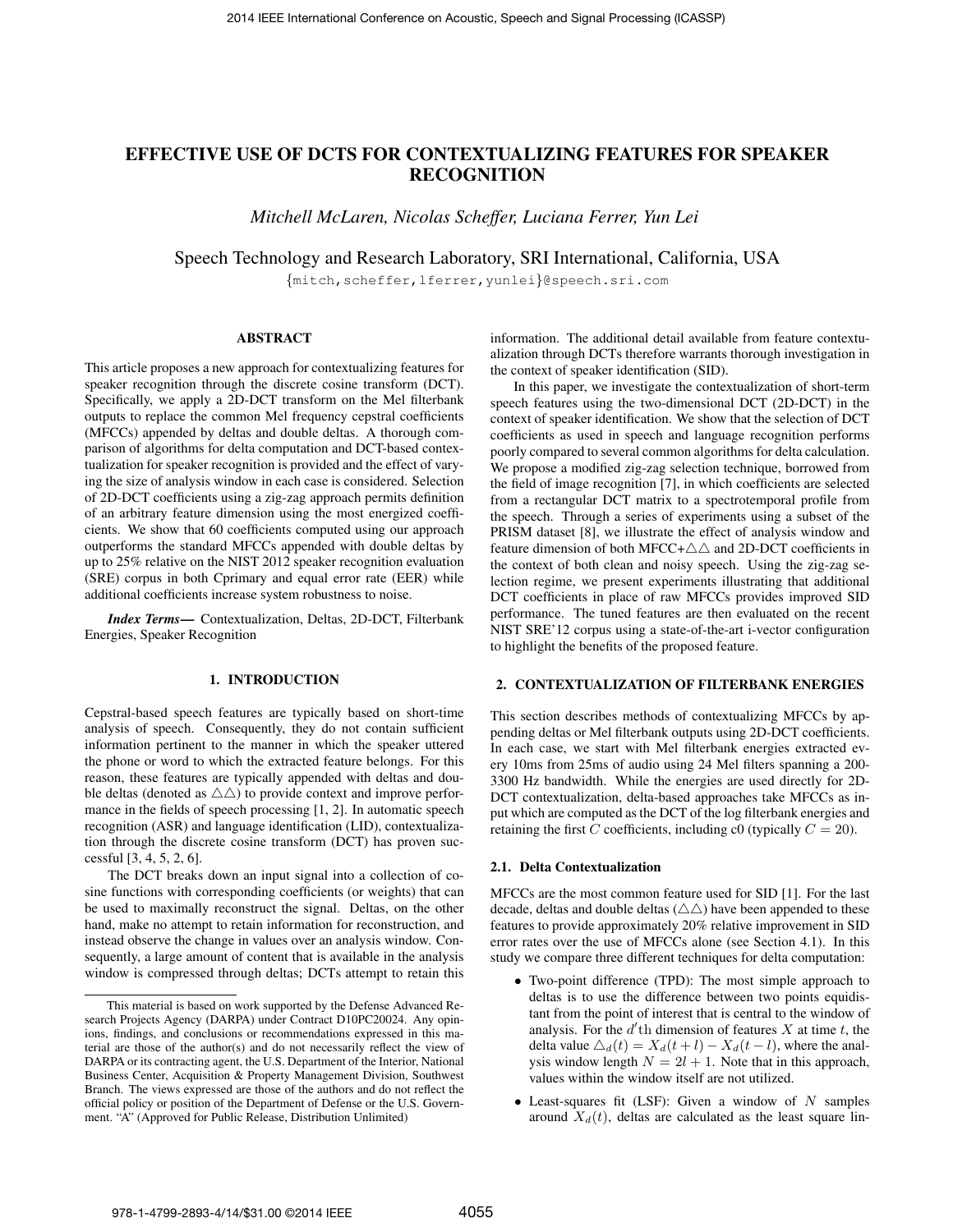# EFFECTIVE USE OF DCTS FOR CONTEXTUALIZING FEATURES FOR SPEAKER RECOGNITION

*Mitchell McLaren, Nicolas Scheffer, Luciana Ferrer, Yun Lei*

Speech Technology and Research Laboratory, SRI International, California, USA

{mitch,scheffer,lferrer,yunlei}@speech.sri.com

## ABSTRACT

This article proposes a new approach for contextualizing features for speaker recognition through the discrete cosine transform (DCT). Specifically, we apply a 2D-DCT transform on the Mel filterbank outputs to replace the common Mel frequency cepstral coefficients (MFCCs) appended by deltas and double deltas. A thorough comparison of algorithms for delta computation and DCT-based contextualization for speaker recognition is provided and the effect of varying the size of analysis window in each case is considered. Selection of 2D-DCT coefficients using a zig-zag approach permits definition of an arbitrary feature dimension using the most energized coefficients. We show that 60 coefficients computed using our approach outperforms the standard MFCCs appended with double deltas by up to 25% relative on the NIST 2012 speaker recognition evaluation (SRE) corpus in both Cprimary and equal error rate (EER) while additional coefficients increase system robustness to noise.

***Index Terms*—** Contextualization, Deltas, 2D-DCT, Filterbank Energies, Speaker Recognition

## 1. INTRODUCTION

Cepstral-based speech features are typically based on short-time analysis of speech. Consequently, they do not contain sufficient information pertinent to the manner in which the speaker uttered the phone or word to which the extracted feature belongs. For this reason, these features are typically appended with deltas and double deltas (denoted as $\triangle\triangle$) to provide context and improve performance in the fields of speech processing [1, 2]. In automatic speech recognition (ASR) and language identification (LID), contextualization through the discrete cosine transform (DCT) has proven successful [3, 4, 5, 2, 6].

The DCT breaks down an input signal into a collection of cosine functions with corresponding coefficients (or weights) that can be used to maximally reconstruct the signal. Deltas, on the other hand, make no attempt to retain information for reconstruction, and instead observe the change in values over an analysis window. Consequently, a large amount of content that is available in the analysis window is compressed through deltas; DCTs attempt to retain this information. The additional detail available from feature contextualization through DCTs therefore warrants thorough investigation in the context of speaker identification (SID).

In this paper, we investigate the contextualization of short-term speech features using the two-dimensional DCT (2D-DCT) in the context of speaker identification. We show that the selection of DCT coefficients as used in speech and language recognition performs poorly compared to several common algorithms for delta calculation. We propose a modified zig-zag selection technique, borrowed from the field of image recognition [7], in which coefficients are selected from a rectangular DCT matrix to a spectrotemporal profile from the speech. Through a series of experiments using a subset of the PRISM dataset [8], we illustrate the effect of analysis window and feature dimension of both MFCC+$\triangle\triangle$ and 2D-DCT coefficients in the context of both clean and noisy speech. Using the zig-zag selection regime, we present experiments illustrating that additional DCT coefficients in place of raw MFCCs provides improved SID performance. The tuned features are then evaluated on the recent NIST SRE'12 corpus using a state-of-the-art i-vector configuration to highlight the benefits of the proposed feature.

This material is based on work supported by the Defense Advanced Research Projects Agency (DARPA) under Contract D10PC20024. Any opinions, findings, and conclusions or recommendations expressed in this material are those of the author(s) and do not necessarily reflect the view of DARPA or its contracting agent, the U.S. Department of the Interior, National Business Center, Acquisition & Property Management Division, Southwest Branch. The views expressed are those of the authors and do not reflect the official policy or position of the Department of Defense or the U.S. Government. "A" (Approved for Public Release, Distribution Unlimited)

## 2. CONTEXTUALIZATION OF FILTERBANK ENERGIES

This section describes methods of contextualizing MFCCs by appending deltas or Mel filterbank outputs using 2D-DCT coefficients. In each case, we start with Mel filterbank energies extracted every 10ms from 25ms of audio using 24 Mel filters spanning a 200-3300 Hz bandwidth. While the energies are used directly for 2D-DCT contextualization, delta-based approaches take MFCCs as input which are computed as the DCT of the log filterbank energies and retaining the first $C$ coefficients, including c0 (typically $C = 20$).

### 2.1. Delta Contextualization

MFCCs are the most common feature used for SID [1]. For the last decade, deltas and double deltas ($\triangle\triangle$) have been appended to these features to provide approximately 20% relative improvement in SID error rates over the use of MFCCs alone (see Section 4.1). In this study we compare three different techniques for delta computation:

- Two-point difference (TPD): The most simple approach to deltas is to use the difference between two points equidistant from the point of interest that is central to the window of analysis. For the $d'$th dimension of features $X$ at time $t$, the delta value $\triangle_d(t) = X_d(t + l) - X_d(t - l)$, where the analysis window length $N = 2l + 1$. Note that in this approach, values within the window itself are not utilized.
- Least-squares fit (LSF): Given a window of $N$ samples around $X_d(t)$, deltas are calculated as the least square lin-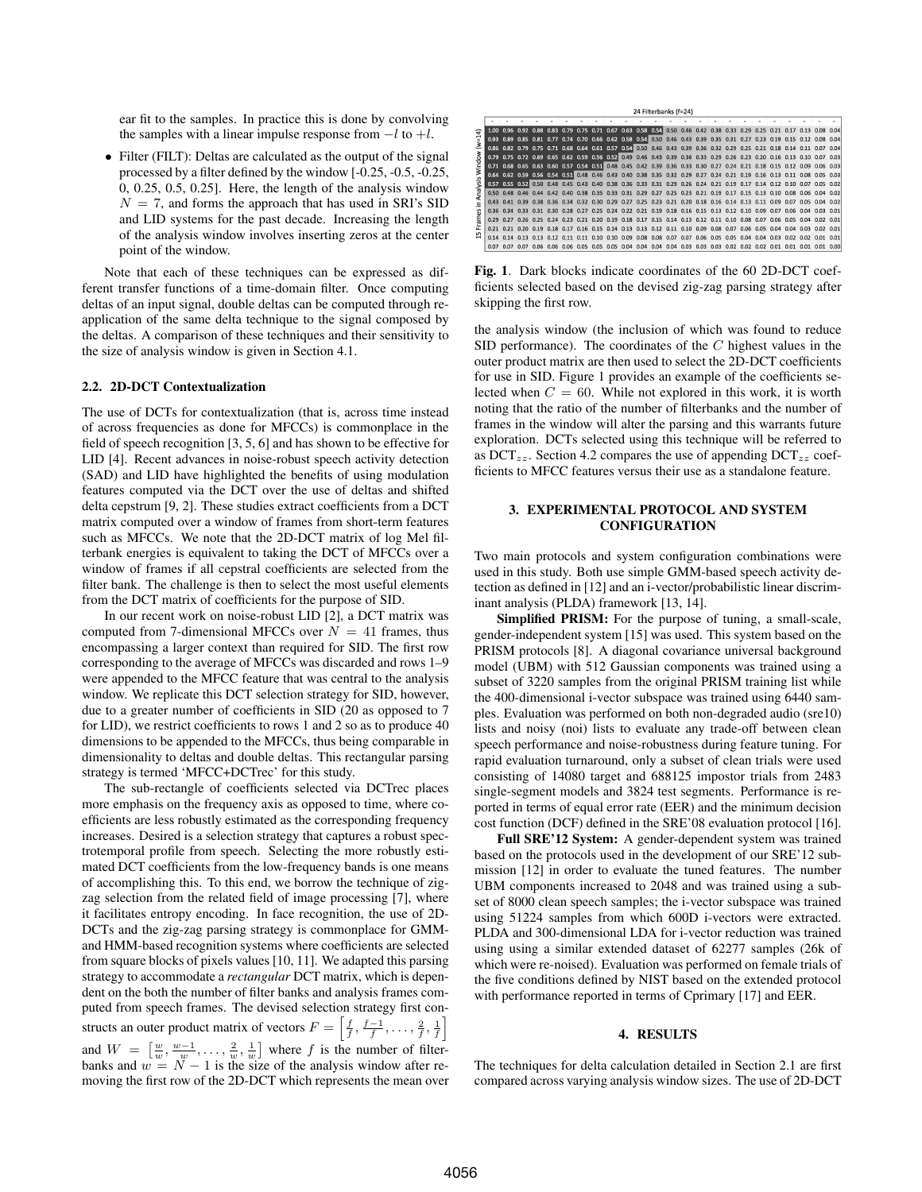ear fit to the samples. In practice this is done by convolving the samples with a linear impulse response from $-l$ to $+l$.

- Filter (FILT): Deltas are calculated as the output of the signal processed by a filter defined by the window [-0.25, -0.5, -0.25, 0, 0.25, 0.5, 0.25]. Here, the length of the analysis window $N = 7$, and forms the approach that has used in SRI's SID and LID systems for the past decade. Increasing the length of the analysis window involves inserting zeros at the center point of the window.

Note that each of these techniques can be expressed as different transfer functions of a time-domain filter. Once computing deltas of an input signal, double deltas can be computed through re-application of the same delta technique to the signal composed by the deltas. A comparison of these techniques and their sensitivity to the size of analysis window is given in Section 4.1.

### 2.2. 2D-DCT Contextualization

The use of DCTs for contextualization (that is, across time instead of across frequencies as done for MFCCs) is commonplace in the field of speech recognition [3, 5, 6] and has shown to be effective for LID [4]. Recent advances in noise-robust speech activity detection (SAD) and LID have highlighted the benefits of using modulation features computed via the DCT over the use of deltas and shifted delta cepstrum [9, 2]. These studies extract coefficients from a DCT matrix computed over a window of frames from short-term features such as MFCCs. We note that the 2D-DCT matrix of log Mel filterbank energies is equivalent to taking the DCT of MFCCs over a window of frames if all cepstral coefficients are selected from the filter bank. The challenge is then to select the most useful elements from the DCT matrix of coefficients for the purpose of SID.

In our recent work on noise-robust LID [2], a DCT matrix was computed from 7-dimensional MFCCs over $N = 41$ frames, thus encompassing a larger context than required for SID. The first row corresponding to the average of MFCCs was discarded and rows 1–9 were appended to the MFCC feature that was central to the analysis window. We replicate this DCT selection strategy for SID, however, due to a greater number of coefficients in SID (20 as opposed to 7 for LID), we restrict coefficients to rows 1 and 2 so as to produce 40 dimensions to be appended to the MFCCs, thus being comparable in dimensionality to deltas and double deltas. This rectangular parsing strategy is termed 'MFCC+DCTrec' for this study.

The sub-rectangle of coefficients selected via DCTrec places more emphasis on the frequency axis as opposed to time, where coefficients are less robustly estimated as the corresponding frequency increases. Desired is a selection strategy that captures a robust spectrotemporal profile from speech. Selecting the more robustly estimated DCT coefficients from the low-frequency bands is one means of accomplishing this. To this end, we borrow the technique of zig-zag selection from the related field of image processing [7], where it facilitates entropy encoding. In face recognition, the use of 2D-DCTs and the zig-zag parsing strategy is commonplace for GMM- and HMM-based recognition systems where coefficients are selected from square blocks of pixels values [10, 11]. We adapted this parsing strategy to accommodate a *rectangular* DCT matrix, which is dependent on the both the number of filter banks and analysis frames computed from speech frames. The devised selection strategy first constructs an outer product matrix of vectors $F = \left[\frac{f}{f}, \frac{f-1}{f}, \ldots, \frac{2}{f}, \frac{1}{f}\right]$ and $W = \left[\frac{w}{w}, \frac{w-1}{w}, \ldots, \frac{2}{w}, \frac{1}{w}\right]$ where $f$ is the number of filterbanks and $w = N - 1$ is the size of the analysis window after removing the first row of the 2D-DCT which represents the mean over the analysis window (the inclusion of which was found to reduce SID performance). The coordinates of the $C$ highest values in the outer product matrix are then used to select the 2D-DCT coefficients for use in SID. Figure 1 provides an example of the coefficients selected when $C = 60$. While not explored in this work, it is worth noting that the ratio of the number of filterbanks and the number of frames in the window will alter the parsing and this warrants future exploration. DCTs selected using this technique will be referred to as $\text{DCT}_{zz}$. Section 4.2 compares the use of appending $\text{DCT}_{zz}$ coefficients to MFCC features versus their use as a standalone feature.

| 15 Frames in Analysis Window (w=14) / 24 Filterbanks (f=24) | | | | | | | | | | | | | | | | | | | | | | | |
|---|---|---|---|---|---|---|---|---|---|---|---|---|---|---|---|---|---|---|---|---|---|---|---|
| 1.00 | 0.96 | 0.92 | 0.88 | 0.83 | 0.79 | 0.75 | 0.71 | 0.67 | 0.63 | 0.58 | 0.54 | 0.50 | 0.46 | 0.42 | 0.38 | 0.33 | 0.29 | 0.25 | 0.21 | 0.17 | 0.13 | 0.08 | 0.04 |
| 0.93 | 0.89 | 0.85 | 0.81 | 0.77 | 0.74 | 0.70 | 0.66 | 0.62 | 0.58 | 0.54 | 0.50 | 0.46 | 0.43 | 0.39 | 0.35 | 0.31 | 0.27 | 0.23 | 0.19 | 0.15 | 0.12 | 0.08 | 0.04 |
| 0.86 | 0.82 | 0.79 | 0.75 | 0.71 | 0.68 | 0.64 | 0.61 | 0.57 | 0.54 | 0.50 | 0.46 | 0.43 | 0.39 | 0.36 | 0.32 | 0.29 | 0.25 | 0.21 | 0.18 | 0.14 | 0.11 | 0.07 | 0.04 |
| 0.79 | 0.75 | 0.72 | 0.69 | 0.65 | 0.62 | 0.59 | 0.56 | 0.52 | 0.49 | 0.46 | 0.43 | 0.39 | 0.36 | 0.33 | 0.29 | 0.26 | 0.23 | 0.20 | 0.16 | 0.13 | 0.10 | 0.07 | 0.03 |
| 0.71 | 0.68 | 0.65 | 0.63 | 0.60 | 0.57 | 0.54 | 0.51 | 0.48 | 0.45 | 0.42 | 0.39 | 0.36 | 0.33 | 0.30 | 0.27 | 0.24 | 0.21 | 0.18 | 0.15 | 0.12 | 0.09 | 0.06 | 0.03 |
| 0.64 | 0.62 | 0.59 | 0.56 | 0.54 | 0.51 | 0.48 | 0.46 | 0.43 | 0.40 | 0.38 | 0.35 | 0.32 | 0.29 | 0.27 | 0.24 | 0.21 | 0.19 | 0.16 | 0.13 | 0.11 | 0.08 | 0.05 | 0.03 |
| 0.57 | 0.55 | 0.52 | 0.50 | 0.48 | 0.45 | 0.43 | 0.40 | 0.38 | 0.36 | 0.33 | 0.31 | 0.29 | 0.26 | 0.24 | 0.21 | 0.19 | 0.17 | 0.14 | 0.12 | 0.10 | 0.07 | 0.05 | 0.02 |
| 0.50 | 0.48 | 0.46 | 0.44 | 0.42 | 0.40 | 0.38 | 0.35 | 0.33 | 0.31 | 0.29 | 0.27 | 0.25 | 0.23 | 0.21 | 0.19 | 0.17 | 0.15 | 0.13 | 0.10 | 0.08 | 0.06 | 0.04 | 0.02 |
| 0.43 | 0.41 | 0.39 | 0.38 | 0.36 | 0.34 | 0.32 | 0.30 | 0.29 | 0.27 | 0.25 | 0.23 | 0.21 | 0.20 | 0.18 | 0.16 | 0.14 | 0.13 | 0.11 | 0.09 | 0.07 | 0.05 | 0.04 | 0.02 |
| 0.36 | 0.34 | 0.33 | 0.31 | 0.30 | 0.28 | 0.27 | 0.25 | 0.24 | 0.22 | 0.21 | 0.19 | 0.18 | 0.16 | 0.15 | 0.13 | 0.12 | 0.10 | 0.09 | 0.07 | 0.06 | 0.04 | 0.03 | 0.01 |
| 0.29 | 0.27 | 0.26 | 0.25 | 0.24 | 0.23 | 0.21 | 0.20 | 0.19 | 0.18 | 0.17 | 0.15 | 0.14 | 0.13 | 0.12 | 0.11 | 0.10 | 0.08 | 0.07 | 0.06 | 0.05 | 0.04 | 0.02 | 0.01 |
| 0.21 | 0.21 | 0.20 | 0.19 | 0.18 | 0.17 | 0.16 | 0.15 | 0.14 | 0.13 | 0.13 | 0.12 | 0.11 | 0.10 | 0.09 | 0.08 | 0.07 | 0.06 | 0.05 | 0.04 | 0.04 | 0.03 | 0.02 | 0.01 |
| 0.14 | 0.14 | 0.13 | 0.13 | 0.12 | 0.11 | 0.11 | 0.10 | 0.10 | 0.09 | 0.08 | 0.08 | 0.07 | 0.07 | 0.06 | 0.05 | 0.05 | 0.04 | 0.04 | 0.03 | 0.02 | 0.02 | 0.01 | 0.01 |
| 0.07 | 0.07 | 0.07 | 0.06 | 0.06 | 0.06 | 0.05 | 0.05 | 0.05 | 0.04 | 0.04 | 0.04 | 0.04 | 0.03 | 0.03 | 0.03 | 0.02 | 0.02 | 0.02 | 0.01 | 0.01 | 0.01 | 0.01 | 0.00 |

**Fig. 1**. Dark blocks indicate coordinates of the 60 2D-DCT coefficients selected based on the devised zig-zag parsing strategy after skipping the first row.

## 3. EXPERIMENTAL PROTOCOL AND SYSTEM CONFIGURATION

Two main protocols and system configuration combinations were used in this study. Both use simple GMM-based speech activity detection as defined in [12] and an i-vector/probabilistic linear discriminant analysis (PLDA) framework [13, 14].

**Simplified PRISM:** For the purpose of tuning, a small-scale, gender-independent system [15] was used. This system based on the PRISM protocols [8]. A diagonal covariance universal background model (UBM) with 512 Gaussian components was trained using a subset of 3220 samples from the original PRISM training list while the 400-dimensional i-vector subspace was trained using 6440 samples. Evaluation was performed on both non-degraded audio (sre10) lists and noisy (noi) lists to evaluate any trade-off between clean speech performance and noise-robustness during feature tuning. For rapid evaluation turnaround, only a subset of clean trials were used consisting of 14080 target and 688125 impostor trials from 2483 single-segment models and 3824 test segments. Performance is reported in terms of equal error rate (EER) and the minimum decision cost function (DCF) defined in the SRE'08 evaluation protocol [16].

**Full SRE'12 System:** A gender-dependent system was trained based on the protocols used in the development of our SRE'12 submission [12] in order to evaluate the tuned features. The number UBM components increased to 2048 and was trained using a subset of 8000 clean speech samples; the i-vector subspace was trained using 51224 samples from which 600D i-vectors were extracted. PLDA and 300-dimensional LDA for i-vector reduction was trained using using a similar extended dataset of 62277 samples (26k of which were re-noised). Evaluation was performed on female trials of the five conditions defined by NIST based on the extended protocol with performance reported in terms of Cprimary [17] and EER.

## 4. RESULTS

The techniques for delta calculation detailed in Section 2.1 are first compared across varying analysis window sizes. The use of 2D-DCT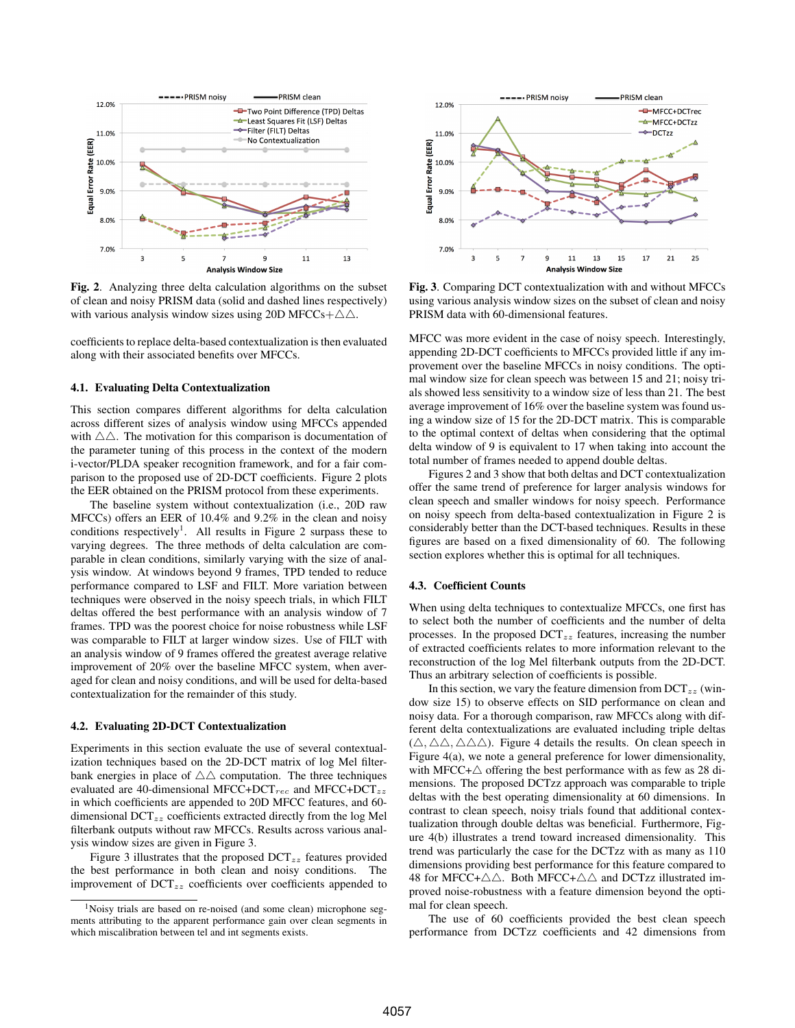**Fig. 2**. Analyzing three delta calculation algorithms on the subset of clean and noisy PRISM data (solid and dashed lines respectively) with various analysis window sizes using 20D MFCCs+$\triangle\triangle$.

coefficients to replace delta-based contextualization is then evaluated along with their associated benefits over MFCCs.

### 4.1. Evaluating Delta Contextualization

This section compares different algorithms for delta calculation across different sizes of analysis window using MFCCs appended with $\triangle\triangle$. The motivation for this comparison is documentation of the parameter tuning of this process in the context of the modern i-vector/PLDA speaker recognition framework, and for a fair comparison to the proposed use of 2D-DCT coefficients. Figure 2 plots the EER obtained on the PRISM protocol from these experiments.

The baseline system without contextualization (i.e., 20D raw MFCCs) offers an EER of 10.4% and 9.2% in the clean and noisy conditions respectively[1]. All results in Figure 2 surpass these to varying degrees. The three methods of delta calculation are comparable in clean conditions, similarly varying with the size of analysis window. At windows beyond 9 frames, TPD tended to reduce performance compared to LSF and FILT. More variation between techniques were observed in the noisy speech trials, in which FILT deltas offered the best performance with an analysis window of 7 frames. TPD was the poorest choice for noise robustness while LSF was comparable to FILT at larger window sizes. Use of FILT with an analysis window of 9 frames offered the greatest average relative improvement of 20% over the baseline MFCC system, when averaged for clean and noisy conditions, and will be used for delta-based contextualization for the remainder of this study.

### 4.2. Evaluating 2D-DCT Contextualization

Experiments in this section evaluate the use of several contextualization techniques based on the 2D-DCT matrix of log Mel filterbank energies in place of $\triangle\triangle$ computation. The three techniques evaluated are 40-dimensional MFCC+DCT$_{rec}$ and MFCC+DCT$_{zz}$ in which coefficients are appended to 20D MFCC features, and 60-dimensional DCT$_{zz}$ coefficients extracted directly from the log Mel filterbank outputs without raw MFCCs. Results across various analysis window sizes are given in Figure 3.

Figure 3 illustrates that the proposed DCT$_{zz}$ features provided the best performance in both clean and noisy conditions. The improvement of DCT$_{zz}$ coefficients over coefficients appended to

[1]Noisy trials are based on re-noised (and some clean) microphone segments attributing to the apparent performance gain over clean segments in which miscalibration between tel and int segments exists.

**Fig. 3**. Comparing DCT contextualization with and without MFCCs using various analysis window sizes on the subset of clean and noisy PRISM data with 60-dimensional features.

MFCC was more evident in the case of noisy speech. Interestingly, appending 2D-DCT coefficients to MFCCs provided little if any improvement over the baseline MFCCs in noisy conditions. The optimal window size for clean speech was between 15 and 21; noisy trials showed less sensitivity to a window size of less than 21. The best average improvement of 16% over the baseline system was found using a window size of 15 for the 2D-DCT matrix. This is comparable to the optimal context of deltas when considering that the optimal delta window of 9 is equivalent to 17 when taking into account the total number of frames needed to append double deltas.

Figures 2 and 3 show that both deltas and DCT contextualization offer the same trend of preference for larger analysis windows for clean speech and smaller windows for noisy speech. Performance on noisy speech from delta-based contextualization in Figure 2 is considerably better than the DCT-based techniques. Results in these figures are based on a fixed dimensionality of 60. The following section explores whether this is optimal for all techniques.

### 4.3. Coefficient Counts

When using delta techniques to contextualize MFCCs, one first has to select both the number of coefficients and the number of delta processes. In the proposed DCT$_{zz}$ features, increasing the number of extracted coefficients relates to more information relevant to the reconstruction of the log Mel filterbank outputs from the 2D-DCT. Thus an arbitrary selection of coefficients is possible.

In this section, we vary the feature dimension from DCT$_{zz}$ (window size 15) to observe effects on SID performance on clean and noisy data. For a thorough comparison, raw MFCCs along with different delta contextualizations are evaluated including triple deltas ($\triangle, \triangle\triangle, \triangle\triangle\triangle$). Figure 4 details the results. On clean speech in Figure 4(a), we note a general preference for lower dimensionality, with MFCC+$\triangle$ offering the best performance with as few as 28 dimensions. The proposed DCTzz approach was comparable to triple deltas with the best operating dimensionality at 60 dimensions. In contrast to clean speech, noisy trials found that additional contextualization through double deltas was beneficial. Furthermore, Figure 4(b) illustrates a trend toward increased dimensionality. This trend was particularly the case for the DCTzz with as many as 110 dimensions providing best performance for this feature compared to 48 for MFCC+$\triangle\triangle$. Both MFCC+$\triangle\triangle$ and DCTzz illustrated improved noise-robustness with a feature dimension beyond the optimal for clean speech.

The use of 60 coefficients provided the best clean speech performance from DCTzz coefficients and 42 dimensions from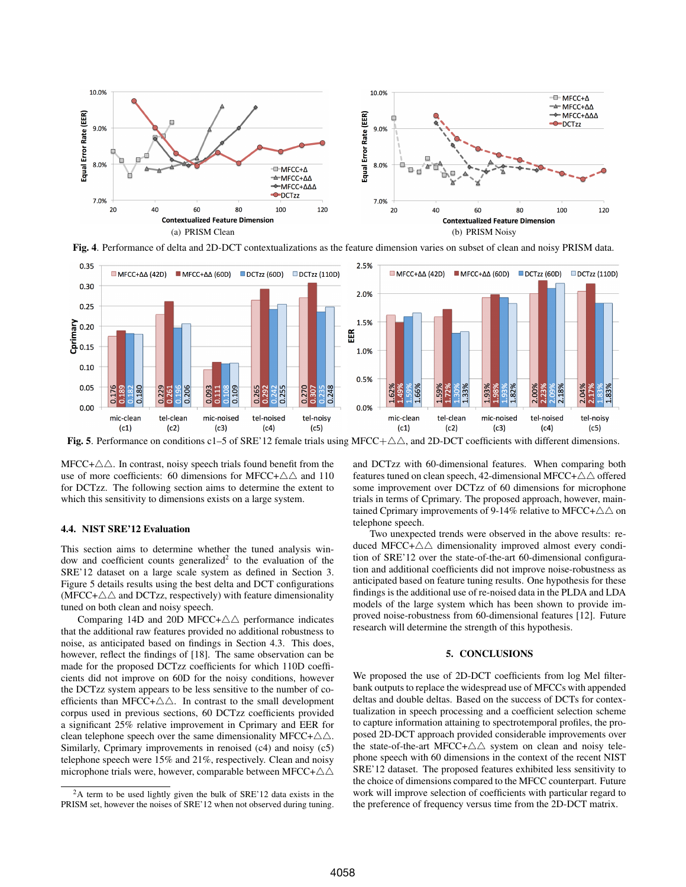**Fig. 4**. Performance of delta and 2D-DCT contextualizations as the feature dimension varies on subset of clean and noisy PRISM data.

**Fig. 5**. Performance on conditions c1–5 of SRE'12 female trials using MFCC+△△, and 2D-DCT coefficients with different dimensions.

MFCC+△△. In contrast, noisy speech trials found benefit from the use of more coefficients: 60 dimensions for MFCC+△△ and 110 for DCTzz. The following section aims to determine the extent to which this sensitivity to dimensions exists on a large system.

### 4.4. NIST SRE'12 Evaluation

This section aims to determine whether the tuned analysis window and coefficient counts generalized[2] to the evaluation of the SRE'12 dataset on a large scale system as defined in Section 3. Figure 5 details results using the best delta and DCT configurations (MFCC+△△ and DCTzz, respectively) with feature dimensionality tuned on both clean and noisy speech.

Comparing 14D and 20D MFCC+△△ performance indicates that the additional raw features provided no additional robustness to noise, as anticipated based on findings in Section 4.3. This does, however, reflect the findings of [18]. The same observation can be made for the proposed DCTzz coefficients for which 110D coefficients did not improve on 60D for the noisy conditions, however the DCTzz system appears to be less sensitive to the number of coefficients than MFCC+△△. In contrast to the small development corpus used in previous sections, 60 DCTzz coefficients provided a significant 25% relative improvement in Cprimary and EER for clean telephone speech over the same dimensionality MFCC+△△. Similarly, Cprimary improvements in renoised (c4) and noisy (c5) telephone speech were 15% and 21%, respectively. Clean and noisy microphone trials were, however, comparable between MFCC+△△ and DCTzz with 60-dimensional features. When comparing both features tuned on clean speech, 42-dimensional MFCC+△△ offered some improvement over DCTzz of 60 dimensions for microphone trials in terms of Cprimary. The proposed approach, however, maintained Cprimary improvements of 9-14% relative to MFCC+△△ on telephone speech.

Two unexpected trends were observed in the above results: reduced MFCC+△△ dimensionality improved almost every condition of SRE'12 over the state-of-the-art 60-dimensional configuration and additional coefficients did not improve noise-robustness as anticipated based on feature tuning results. One hypothesis for these findings is the additional use of re-noised data in the PLDA and LDA models of the large system which has been shown to provide improved noise-robustness from 60-dimensional features [12]. Future research will determine the strength of this hypothesis.

[2] A term to be used lightly given the bulk of SRE'12 data exists in the PRISM set, however the noises of SRE'12 when not observed during tuning.

## 5. CONCLUSIONS

We proposed the use of 2D-DCT coefficients from log Mel filterbank outputs to replace the widespread use of MFCCs with appended deltas and double deltas. Based on the success of DCTs for contextualization in speech processing and a coefficient selection scheme to capture information attaining to spectrotemporal profiles, the proposed 2D-DCT approach provided considerable improvements over the state-of-the-art MFCC+△△ system on clean and noisy telephone speech with 60 dimensions in the context of the recent NIST SRE'12 dataset. The proposed features exhibited less sensitivity to the choice of dimensions compared to the MFCC counterpart. Future work will improve selection of coefficients with particular regard to the preference of frequency versus time from the 2D-DCT matrix.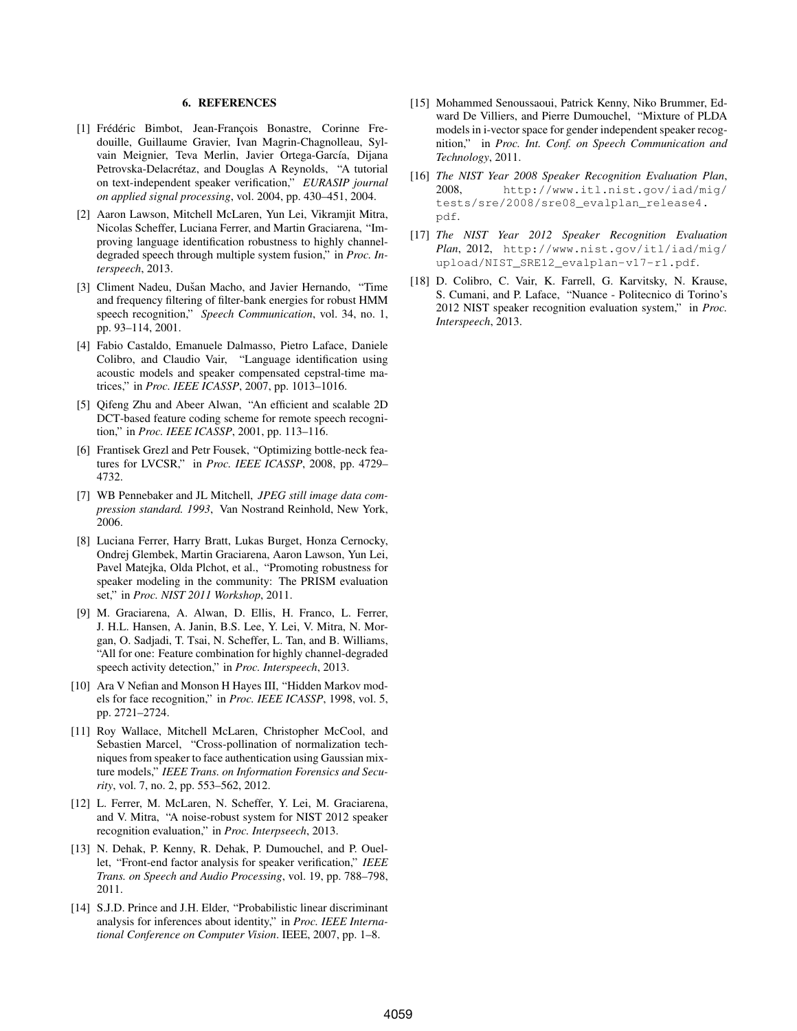## 6. REFERENCES

[1] Frédéric Bimbot, Jean-François Bonastre, Corinne Fredouille, Guillaume Gravier, Ivan Magrin-Chagnolleau, Sylvain Meignier, Teva Merlin, Javier Ortega-García, Dijana Petrovska-Delacrétaz, and Douglas A Reynolds, "A tutorial on text-independent speaker verification," *EURASIP journal on applied signal processing*, vol. 2004, pp. 430–451, 2004.

[2] Aaron Lawson, Mitchell McLaren, Yun Lei, Vikramjit Mitra, Nicolas Scheffer, Luciana Ferrer, and Martin Graciarena, "Improving language identification robustness to highly channel-degraded speech through multiple system fusion," in *Proc. Interspeech*, 2013.

[3] Climent Nadeu, Dušan Macho, and Javier Hernando, "Time and frequency filtering of filter-bank energies for robust HMM speech recognition," *Speech Communication*, vol. 34, no. 1, pp. 93–114, 2001.

[4] Fabio Castaldo, Emanuele Dalmasso, Pietro Laface, Daniele Colibro, and Claudio Vair, "Language identification using acoustic models and speaker compensated cepstral-time matrices," in *Proc. IEEE ICASSP*, 2007, pp. 1013–1016.

[5] Qifeng Zhu and Abeer Alwan, "An efficient and scalable 2D DCT-based feature coding scheme for remote speech recognition," in *Proc. IEEE ICASSP*, 2001, pp. 113–116.

[6] Frantisek Grezl and Petr Fousek, "Optimizing bottle-neck features for LVCSR," in *Proc. IEEE ICASSP*, 2008, pp. 4729–4732.

[7] WB Pennebaker and JL Mitchell, *JPEG still image data compression standard. 1993*, Van Nostrand Reinhold, New York, 2006.

[8] Luciana Ferrer, Harry Bratt, Lukas Burget, Honza Cernocky, Ondrej Glembek, Martin Graciarena, Aaron Lawson, Yun Lei, Pavel Matejka, Olda Plchot, et al., "Promoting robustness for speaker modeling in the community: The PRISM evaluation set," in *Proc. NIST 2011 Workshop*, 2011.

[9] M. Graciarena, A. Alwan, D. Ellis, H. Franco, L. Ferrer, J. H.L. Hansen, A. Janin, B.S. Lee, Y. Lei, V. Mitra, N. Morgan, O. Sadjadi, T. Tsai, N. Scheffer, L. Tan, and B. Williams, "All for one: Feature combination for highly channel-degraded speech activity detection," in *Proc. Interspeech*, 2013.

[10] Ara V Nefian and Monson H Hayes III, "Hidden Markov models for face recognition," in *Proc. IEEE ICASSP*, 1998, vol. 5, pp. 2721–2724.

[11] Roy Wallace, Mitchell McLaren, Christopher McCool, and Sebastien Marcel, "Cross-pollination of normalization techniques from speaker to face authentication using Gaussian mixture models," *IEEE Trans. on Information Forensics and Security*, vol. 7, no. 2, pp. 553–562, 2012.

[12] L. Ferrer, M. McLaren, N. Scheffer, Y. Lei, M. Graciarena, and V. Mitra, "A noise-robust system for NIST 2012 speaker recognition evaluation," in *Proc. Interpseech*, 2013.

[13] N. Dehak, P. Kenny, R. Dehak, P. Dumouchel, and P. Ouellet, "Front-end factor analysis for speaker verification," *IEEE Trans. on Speech and Audio Processing*, vol. 19, pp. 788–798, 2011.

[14] S.J.D. Prince and J.H. Elder, "Probabilistic linear discriminant analysis for inferences about identity," in *Proc. IEEE International Conference on Computer Vision*. IEEE, 2007, pp. 1–8.

[15] Mohammed Senoussaoui, Patrick Kenny, Niko Brummer, Edward De Villiers, and Pierre Dumouchel, "Mixture of PLDA models in i-vector space for gender independent speaker recognition," in *Proc. Int. Conf. on Speech Communication and Technology*, 2011.

[16] *The NIST Year 2008 Speaker Recognition Evaluation Plan*, 2008, http://www.itl.nist.gov/iad/mig/tests/sre/2008/sre08_evalplan_release4.pdf.

[17] *The NIST Year 2012 Speaker Recognition Evaluation Plan*, 2012, http://www.nist.gov/itl/iad/mig/upload/NIST_SRE12_evalplan-v17-r1.pdf.

[18] D. Colibro, C. Vair, K. Farrell, G. Karvitsky, N. Krause, S. Cumani, and P. Laface, "Nuance - Politecnico di Torino's 2012 NIST speaker recognition evaluation system," in *Proc. Interspeech*, 2013.